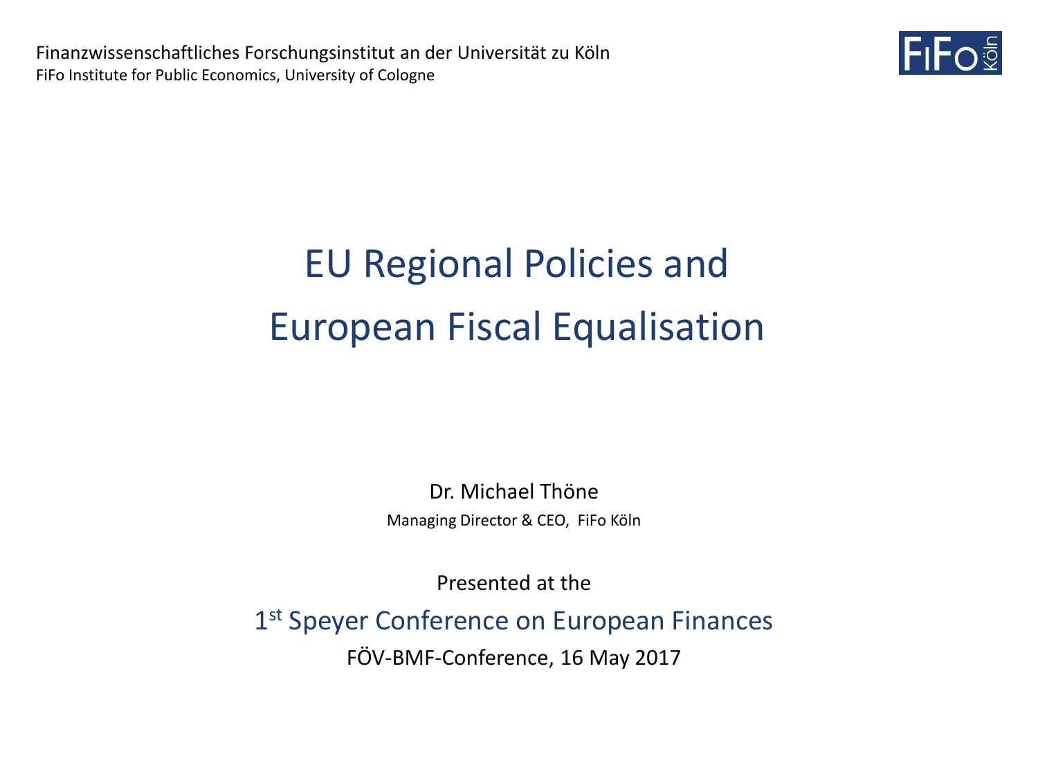Finanzwissenschaftliches Forschungsinstitut an der Universität zu Köln
FiFo Institute for Public Economics, University of Cologne

FiFo Köln

# EU Regional Policies and European Fiscal Equalisation

Dr. Michael Thöne

Managing Director & CEO, FiFo Köln

Presented at the

1st Speyer Conference on European Finances

FÖV-BMF-Conference, 16 May 2017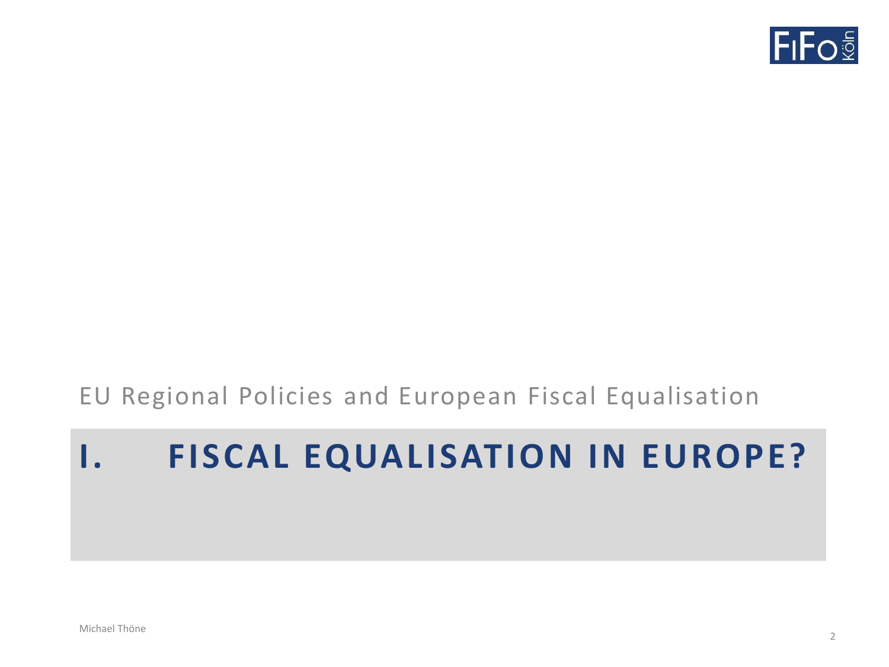EU Regional Policies and European Fiscal Equalisation

# I. FISCAL EQUALISATION IN EUROPE?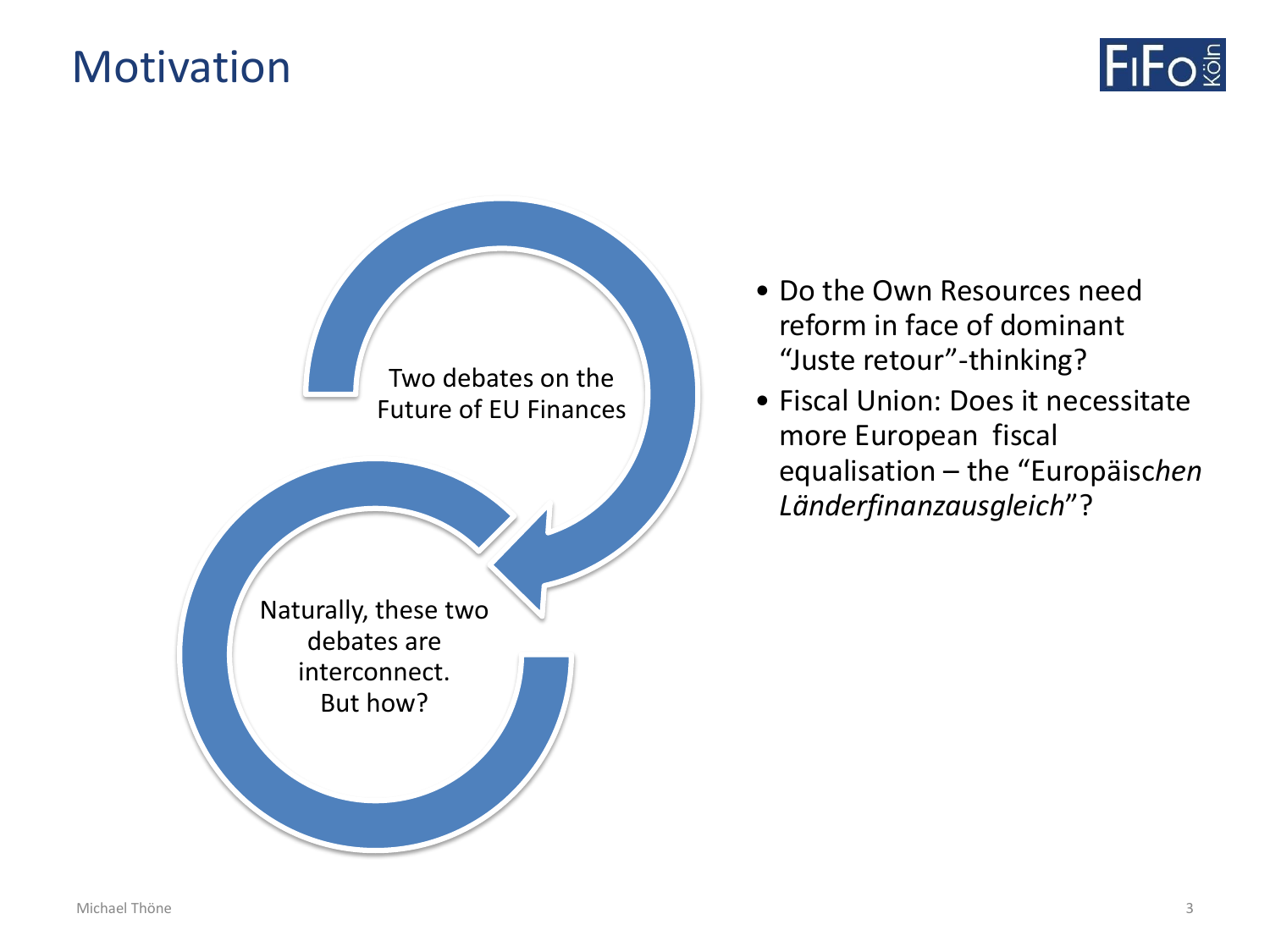# Motivation

Two debates on the Future of EU Finances

Naturally, these two debates are interconnect. But how?

- Do the Own Resources need reform in face of dominant "Juste retour"-thinking?
- Fiscal Union: Does it necessitate more European fiscal equalisation – the "Europäisc*hen Länderfinanzausgleich*"?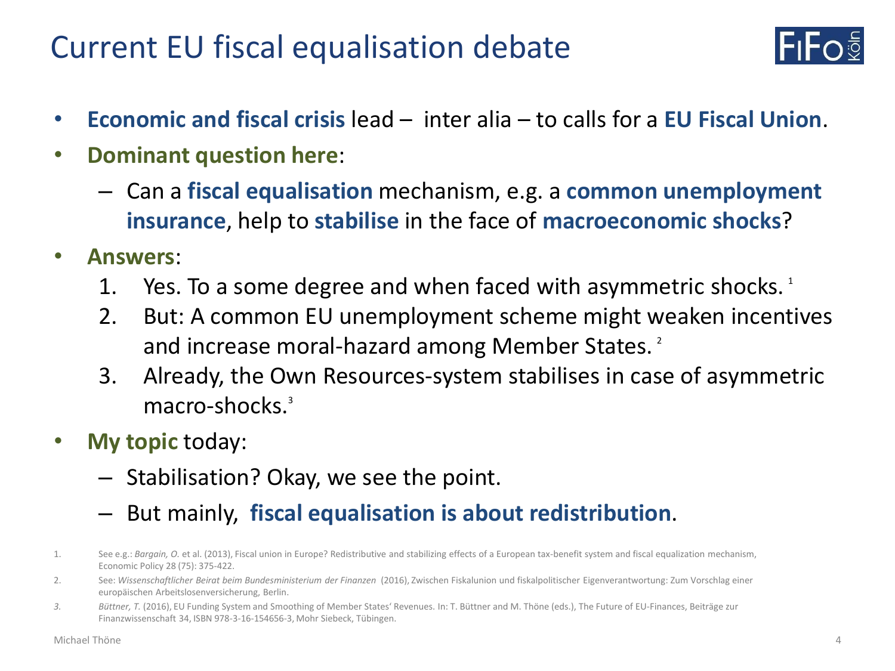# Current EU fiscal equalisation debate

- **Economic and fiscal crisis** lead – inter alia – to calls for a **EU Fiscal Union**.
- **Dominant question here**:
  - Can a **fiscal equalisation** mechanism, e.g. a **common unemployment insurance**, help to **stabilise** in the face of **macroeconomic shocks**?
- **Answers**:
  1. Yes. To a some degree and when faced with asymmetric shocks. [1]
  2. But: A common EU unemployment scheme might weaken incentives and increase moral-hazard among Member States. [2]
  3. Already, the Own Resources-system stabilises in case of asymmetric macro-shocks.[3]
- **My topic** today:
  - Stabilisation? Okay, we see the point.
  - But mainly, **fiscal equalisation is about redistribution**.

1. See e.g.: *Bargain, O.* et al. (2013), Fiscal union in Europe? Redistributive and stabilizing effects of a European tax-benefit system and fiscal equalization mechanism, Economic Policy 28 (75): 375-422.
2. See: *Wissenschaftlicher Beirat beim Bundesministerium der Finanzen* (2016), Zwischen Fiskalunion und fiskalpolitischer Eigenverantwortung: Zum Vorschlag einer europäischen Arbeitslosenversicherung, Berlin.
3. *Büttner, T.* (2016), EU Funding System and Smoothing of Member States' Revenues. In: T. Büttner and M. Thöne (eds.), The Future of EU-Finances, Beiträge zur Finanzwissenschaft 34, ISBN 978-3-16-154656-3, Mohr Siebeck, Tübingen.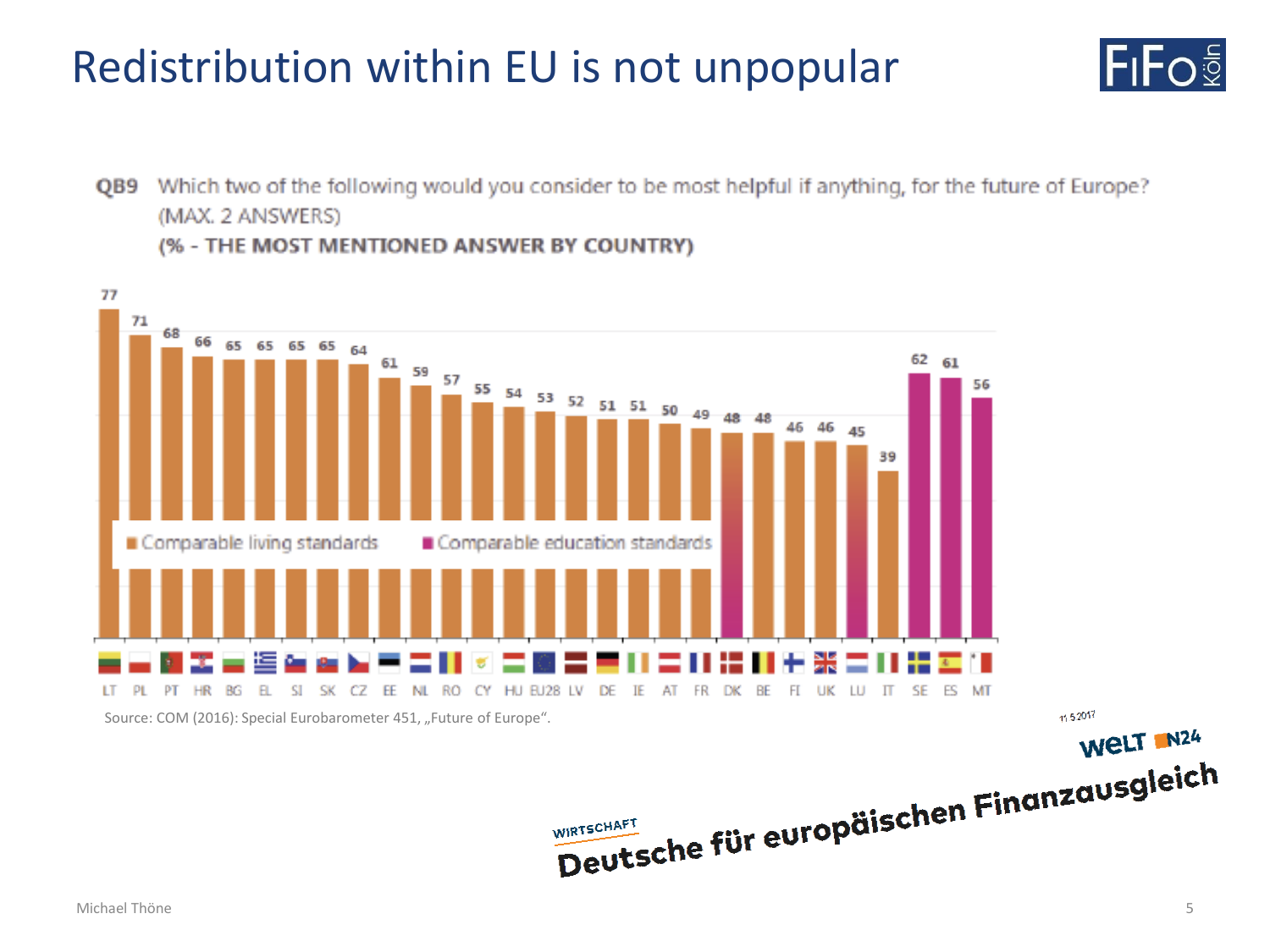# Redistribution within EU is not unpopular

**QB9** Which two of the following would you consider to be most helpful if anything, for the future of Europe? (MAX. 2 ANSWERS)
**(% - THE MOST MENTIONED ANSWER BY COUNTRY)**

| Country | % | Most mentioned answer |
|---|---|---|
| LT | 77 | Comparable living standards |
| PL | 71 | Comparable living standards |
| PT | 68 | Comparable living standards |
| HR | 66 | Comparable living standards |
| BG | 65 | Comparable living standards |
| EL | 65 | Comparable living standards |
| SI | 65 | Comparable living standards |
| SK | 65 | Comparable living standards |
| CZ | 64 | Comparable living standards |
| EE | 61 | Comparable living standards |
| NL | 59 | Comparable living standards |
| RO | 57 | Comparable living standards |
| CY | 55 | Comparable living standards |
| HU | 54 | Comparable living standards |
| EU28 | 53 | Comparable living standards |
| LV | 52 | Comparable living standards |
| DE | 51 | Comparable living standards |
| IE | 51 | Comparable living standards |
| AT | 50 | Comparable living standards |
| FR | 49 | Comparable living standards |
| DK | 48 | Comparable education standards |
| BE | 48 | Comparable living standards |
| FI | 46 | Comparable living standards |
| UK | 46 | Comparable living standards |
| LU | 45 | Comparable education standards |
| IT | 39 | Comparable living standards |
| SE | 62 | Comparable education standards |
| ES | 61 | Comparable education standards |
| MT | 56 | Comparable education standards |

Source: COM (2016): Special Eurobarometer 451, „Future of Europe".

11.5.2017 WELT N24

WIRTSCHAFT

**Deutsche für europäischen Finanzausgleich**

Michael Thöne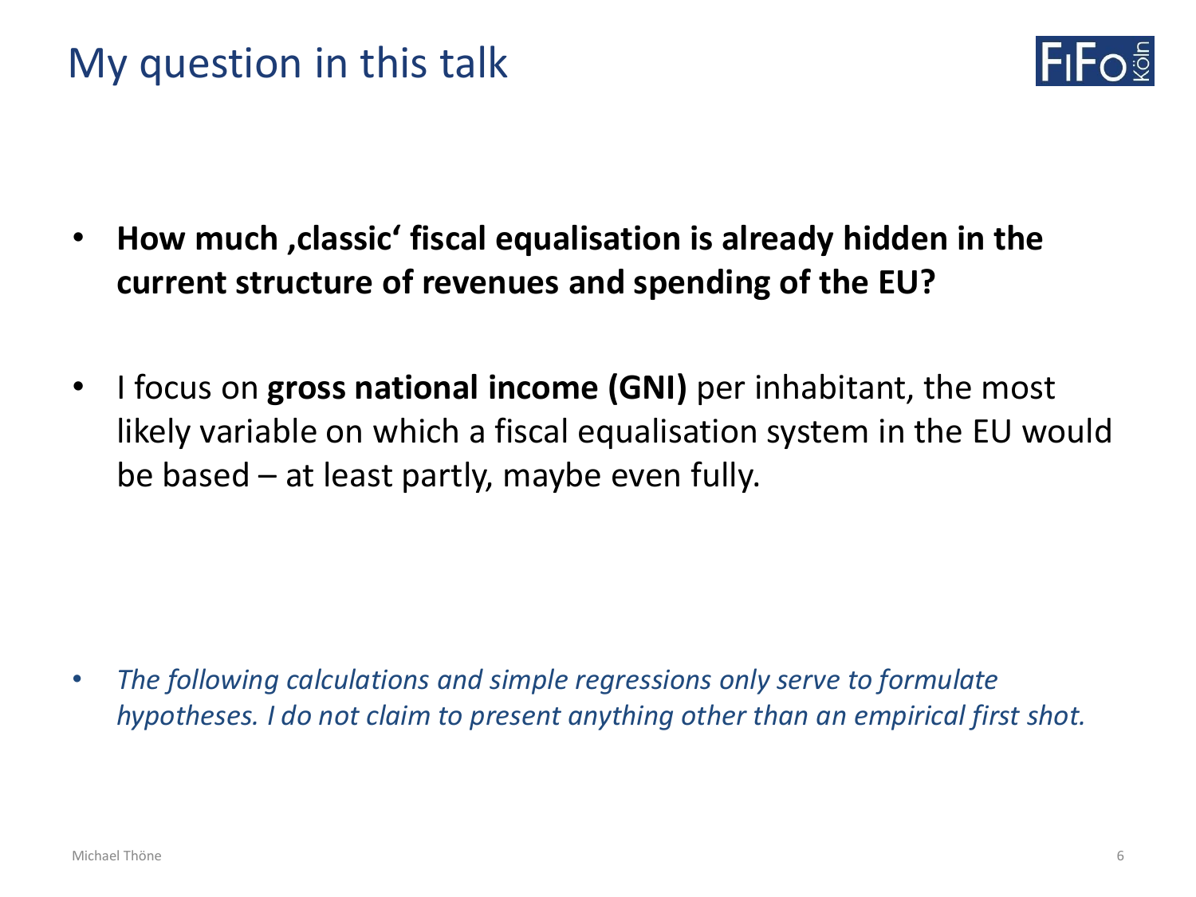# My question in this talk

- **How much ‚classic‘ fiscal equalisation is already hidden in the current structure of revenues and spending of the EU?**
- I focus on **gross national income (GNI)** per inhabitant, the most likely variable on which a fiscal equalisation system in the EU would be based – at least partly, maybe even fully.

- *The following calculations and simple regressions only serve to formulate hypotheses. I do not claim to present anything other than an empirical first shot.*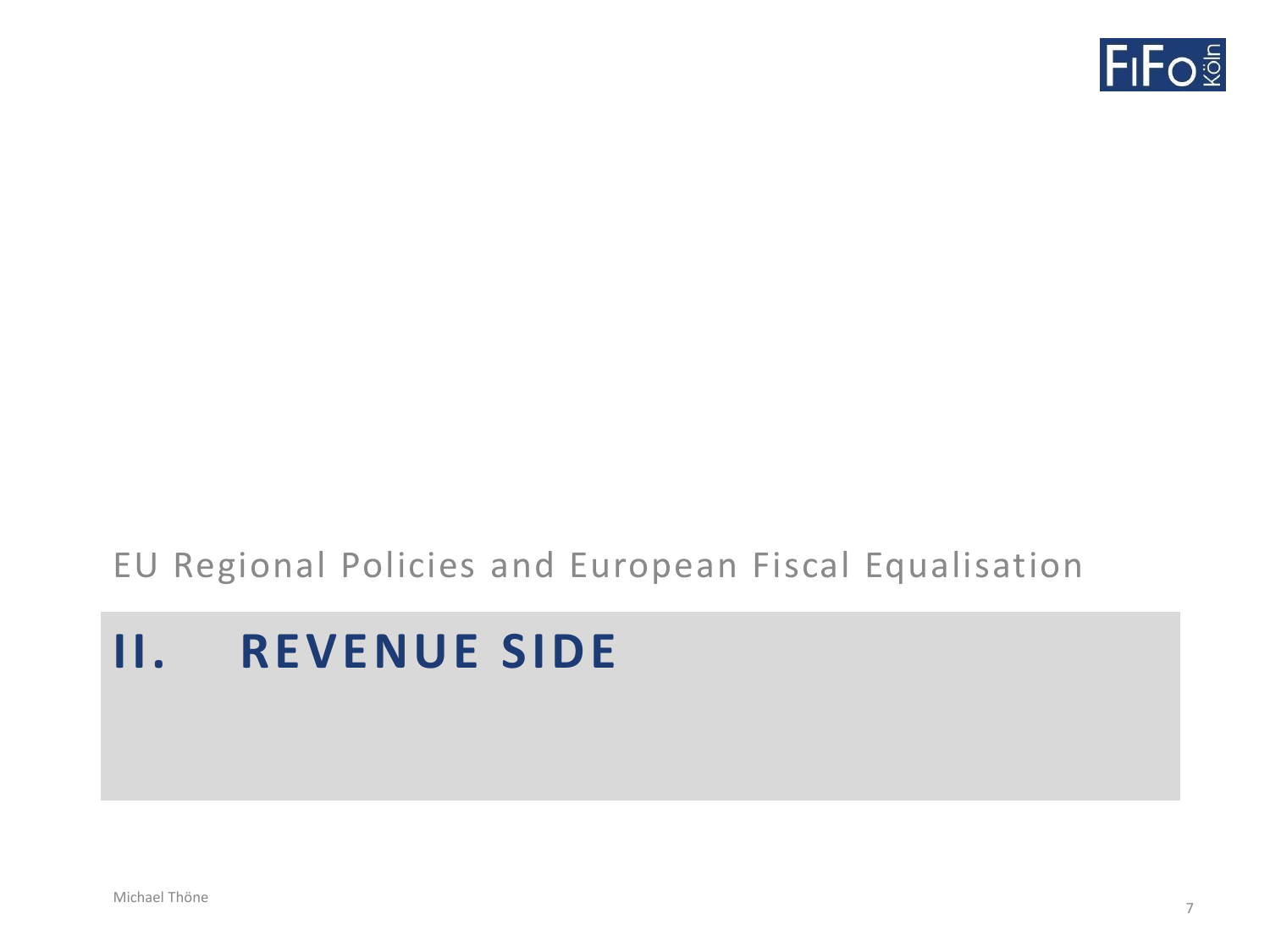EU Regional Policies and European Fiscal Equalisation

# II. REVENUE SIDE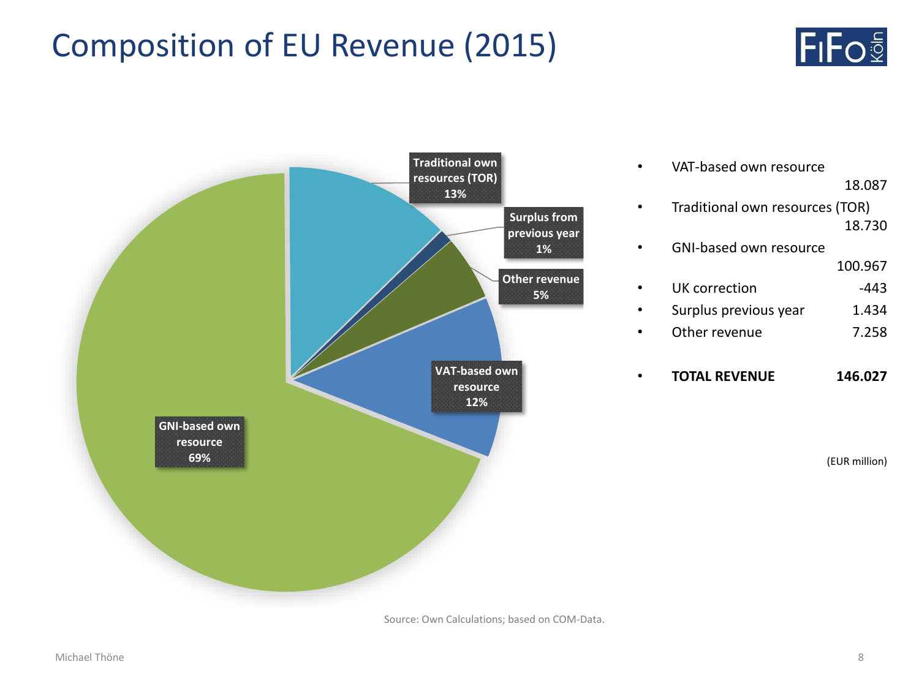# Composition of EU Revenue (2015)

Traditional own resources (TOR) 13%

Surplus from previous year 1%

Other revenue 5%

VAT-based own resource 12%

GNI-based own resource 69%

- VAT-based own resource 18.087
- Traditional own resources (TOR) 18.730
- GNI-based own resource 100.967
- UK correction -443
- Surplus previous year 1.434
- Other revenue 7.258
- **TOTAL REVENUE 146.027**

(EUR million)

Source: Own Calculations; based on COM-Data.

Michael Thöne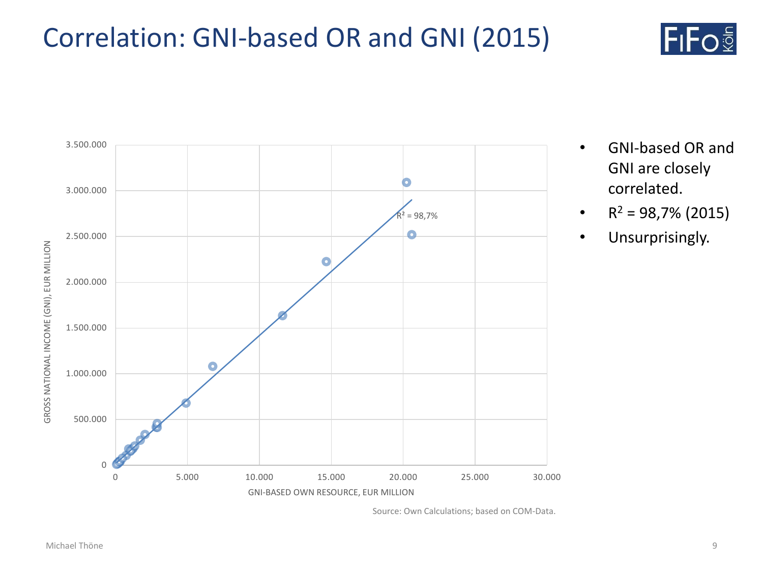# Correlation: GNI-based OR and GNI (2015)

- GNI-based OR and GNI are closely correlated.
- $R^2$ = 98,7% (2015)
- Unsurprisingly.

Source: Own Calculations; based on COM-Data.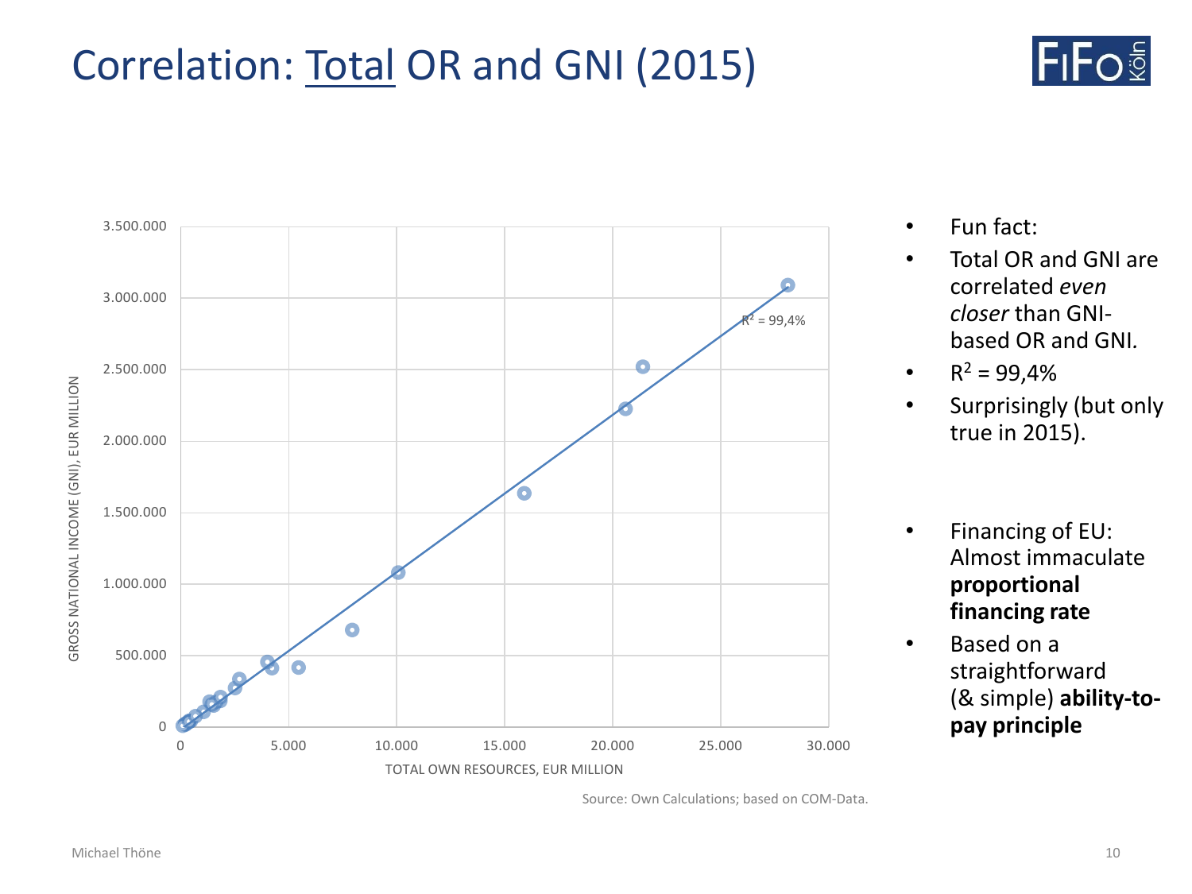# Correlation: Total OR and GNI (2015)

GROSS NATIONAL INCOME (GNI), EUR MILLION

3.500.000
3.000.000
2.500.000
2.000.000
1.500.000
1.000.000
500.000
0

0 5.000 10.000 15.000 20.000 25.000 30.000

TOTAL OWN RESOURCES, EUR MILLION

$R^2$ = 99,4%

Source: Own Calculations; based on COM-Data.

- Fun fact:
- Total OR and GNI are correlated *even closer* than GNI-based OR and GNI.
- $R^2$ = 99,4%
- Surprisingly (but only true in 2015).

- Financing of EU: Almost immaculate **proportional financing rate**
- Based on a straightforward (& simple) **ability-to-pay principle**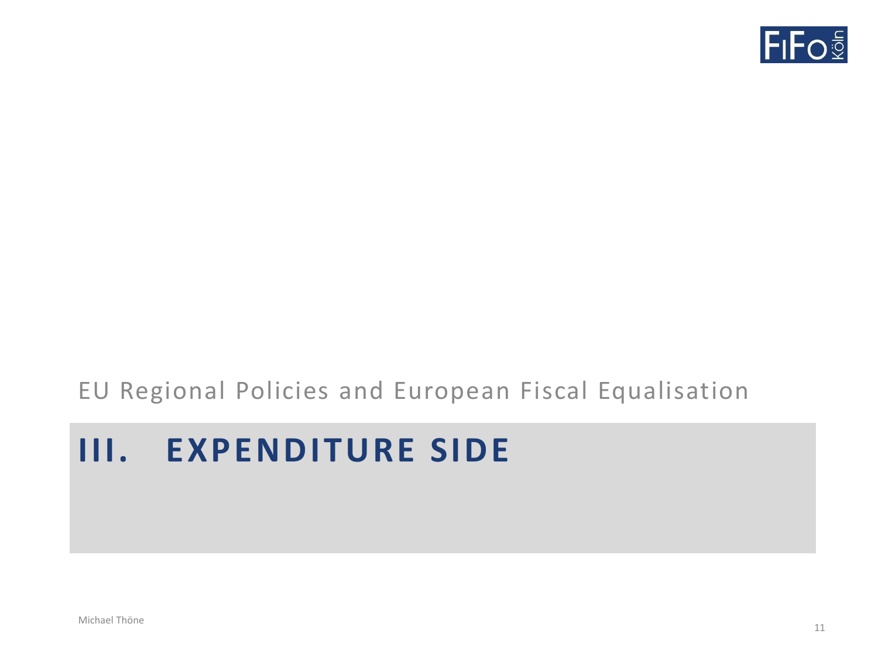EU Regional Policies and European Fiscal Equalisation

# III. EXPENDITURE SIDE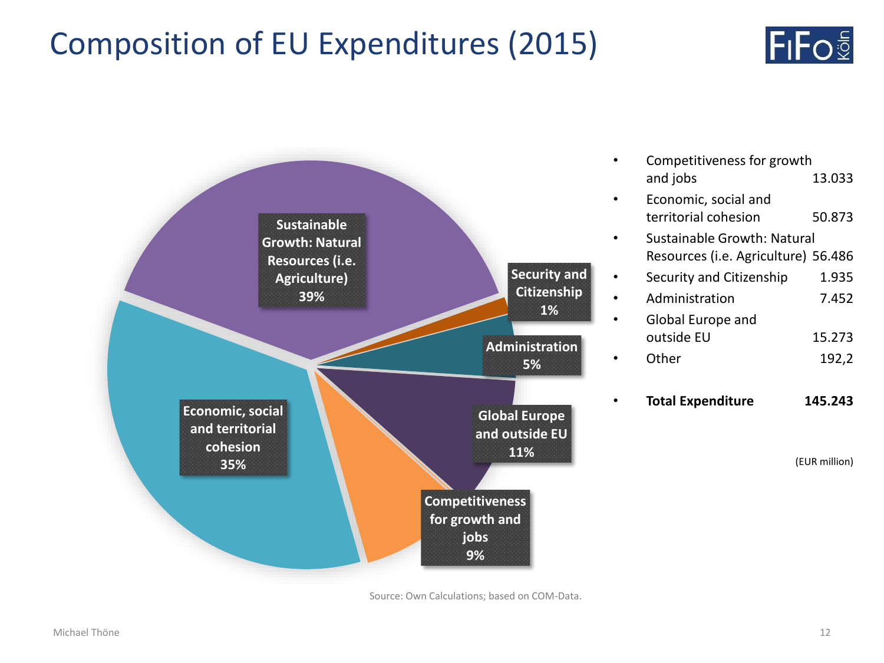# Composition of EU Expenditures (2015)

Sustainable Growth: Natural Resources (i.e. Agriculture) 39%

Security and Citizenship 1%

Administration 5%

Global Europe and outside EU 11%

Competitiveness for growth and jobs 9%

Economic, social and territorial cohesion 35%

- Competitiveness for growth and jobs 13.033
- Economic, social and territorial cohesion 50.873
- Sustainable Growth: Natural Resources (i.e. Agriculture) 56.486
- Security and Citizenship 1.935
- Administration 7.452
- Global Europe and outside EU 15.273
- Other 192,2

- **Total Expenditure 145.243**

(EUR million)

Source: Own Calculations; based on COM-Data.

Michael Thöne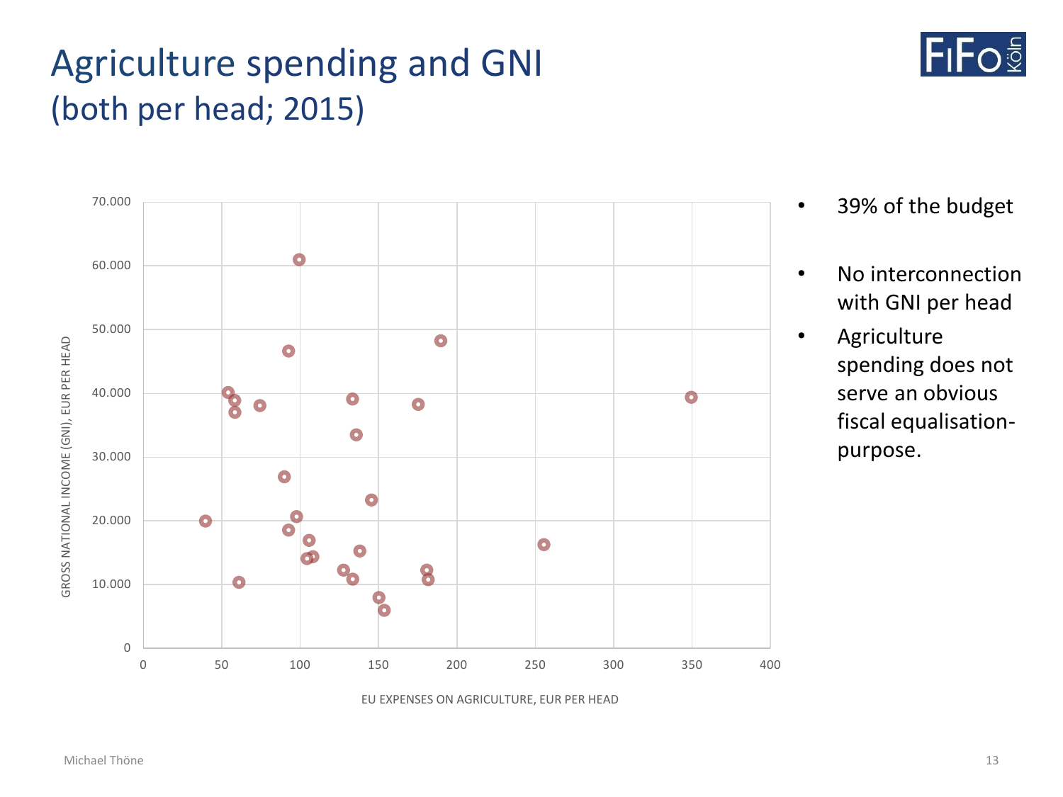# Agriculture spending and GNI
## (both per head; 2015)

- 39% of the budget
- No interconnection with GNI per head
- Agriculture spending does not serve an obvious fiscal equalisation-purpose.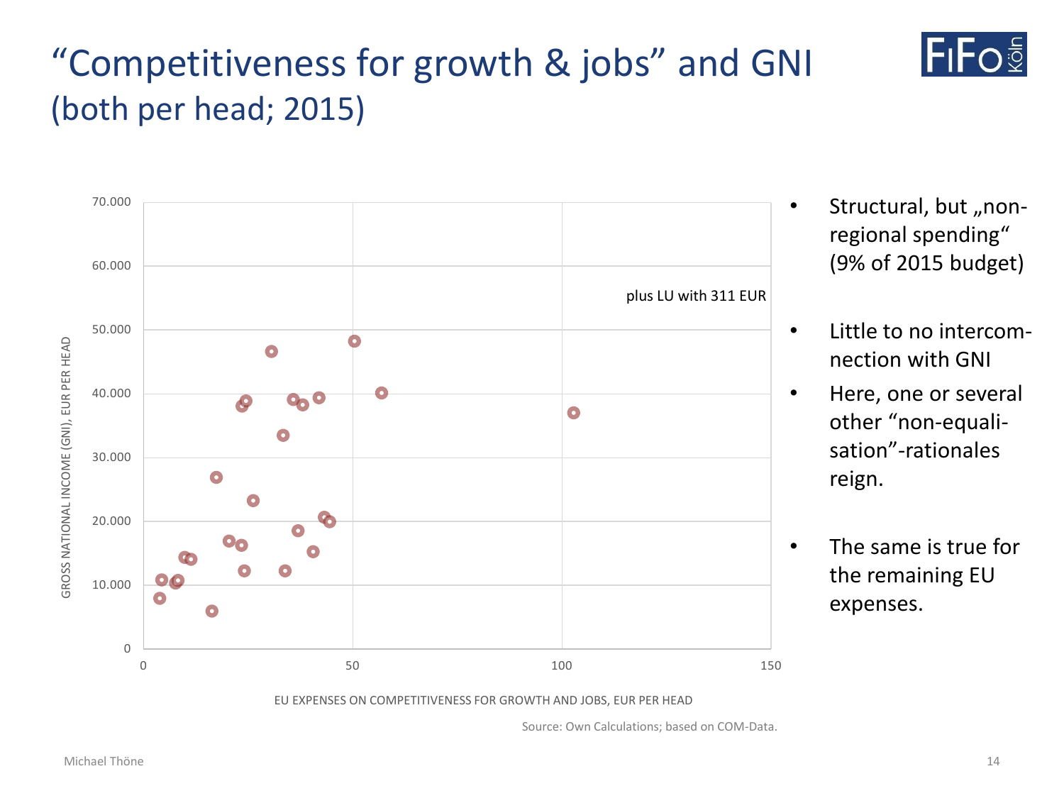# "Competitiveness for growth & jobs" and GNI (both per head; 2015)

GROSS NATIONAL INCOME (GNI), EUR PER HEAD

70.000
60.000
50.000
40.000
30.000
20.000
10.000
0

plus LU with 311 EUR

0 50 100 150

EU EXPENSES ON COMPETITIVENESS FOR GROWTH AND JOBS, EUR PER HEAD

Source: Own Calculations; based on COM-Data.

- Structural, but „non-regional spending" (9% of 2015 budget)
- Little to no intercom-nection with GNI
- Here, one or several other "non-equali-sation"-rationales reign.
- The same is true for the remaining EU expenses.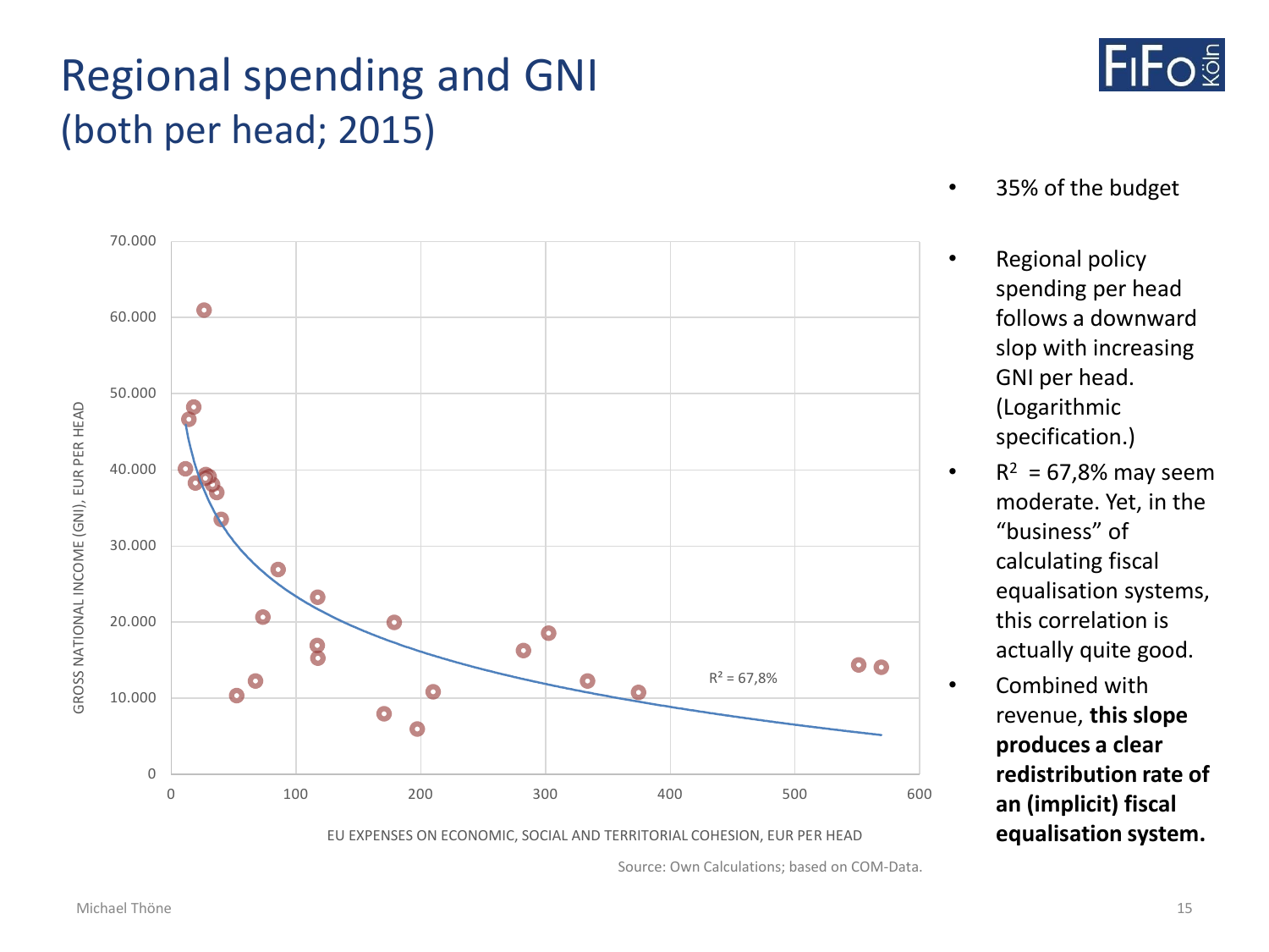# Regional spending and GNI
## (both per head; 2015)

- 35% of the budget
- Regional policy spending per head follows a downward slop with increasing GNI per head. (Logarithmic specification.)
- $R^2$ = 67,8% may seem moderate. Yet, in the "business" of calculating fiscal equalisation systems, this correlation is actually quite good.
- Combined with revenue, **this slope produces a clear redistribution rate of an (implicit) fiscal equalisation system.**

GROSS NATIONAL INCOME (GNI), EUR PER HEAD

EU EXPENSES ON ECONOMIC, SOCIAL AND TERRITORIAL COHESION, EUR PER HEAD

$R^2$ = 67,8%

Source: Own Calculations; based on COM-Data.

Michael Thöne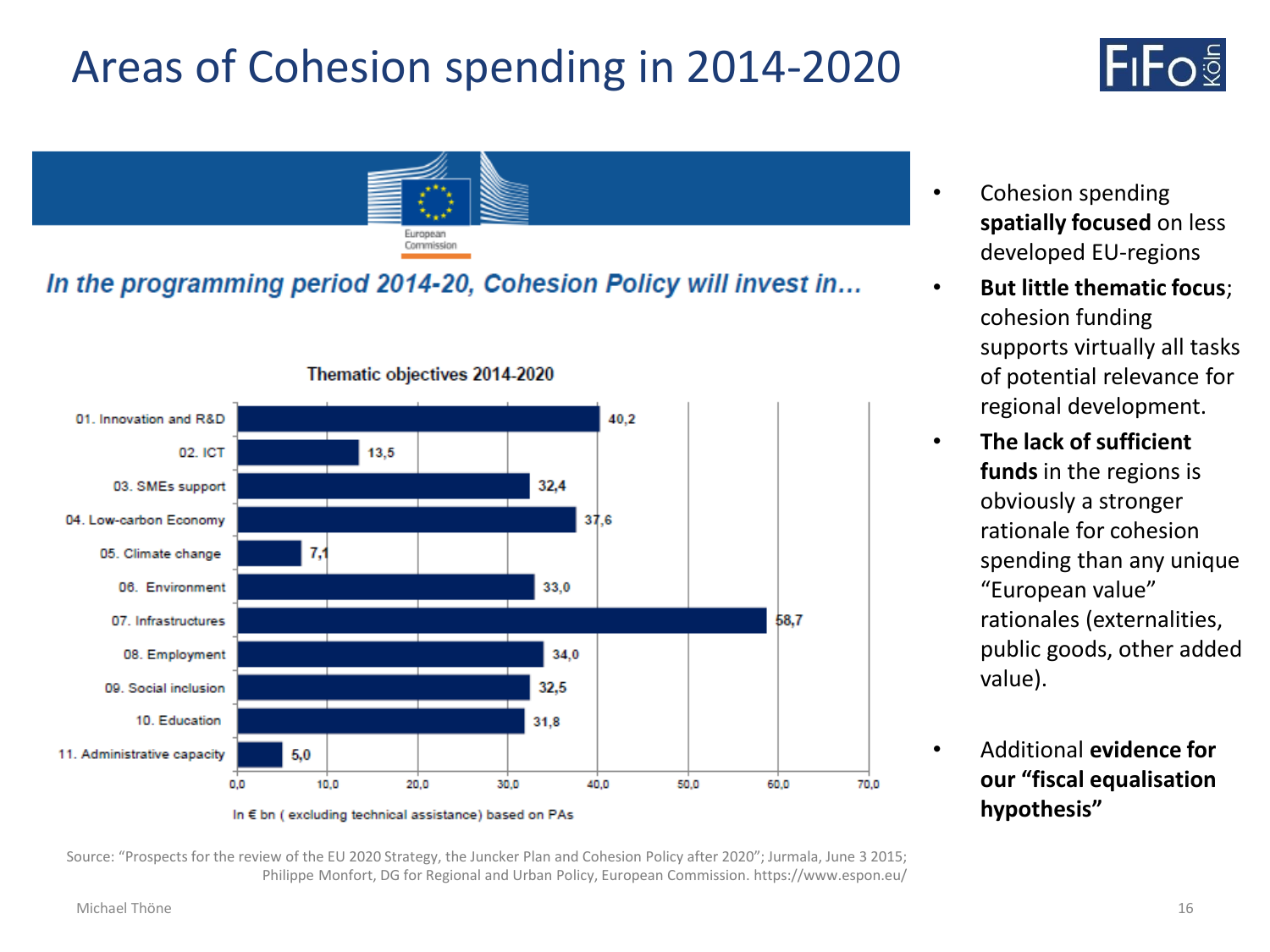# Areas of Cohesion spending in 2014-2020

*In the programming period 2014-20, Cohesion Policy will invest in…*

**Thematic objectives 2014-2020**

| Thematic objective | € bn |
|---|---|
| 01. Innovation and R&D | 40,2 |
| 02. ICT | 13,5 |
| 03. SMEs support | 32,4 |
| 04. Low-carbon Economy | 37,6 |
| 05. Climate change | 7,1 |
| 06. Environment | 33,0 |
| 07. Infrastructures | 58,7 |
| 08. Employment | 34,0 |
| 09. Social inclusion | 32,5 |
| 10. Education | 31,8 |
| 11. Administrative capacity | 5,0 |

In € bn ( excluding technical assistance) based on PAs

- Cohesion spending **spatially focused** on less developed EU-regions
- **But little thematic focus**; cohesion funding supports virtually all tasks of potential relevance for regional development.
- **The lack of sufficient funds** in the regions is obviously a stronger rationale for cohesion spending than any unique "European value" rationales (externalities, public goods, other added value).
- Additional **evidence for our "fiscal equalisation hypothesis"**

Source: "Prospects for the review of the EU 2020 Strategy, the Juncker Plan and Cohesion Policy after 2020"; Jurmala, June 3 2015; Philippe Monfort, DG for Regional and Urban Policy, European Commission. https://www.espon.eu/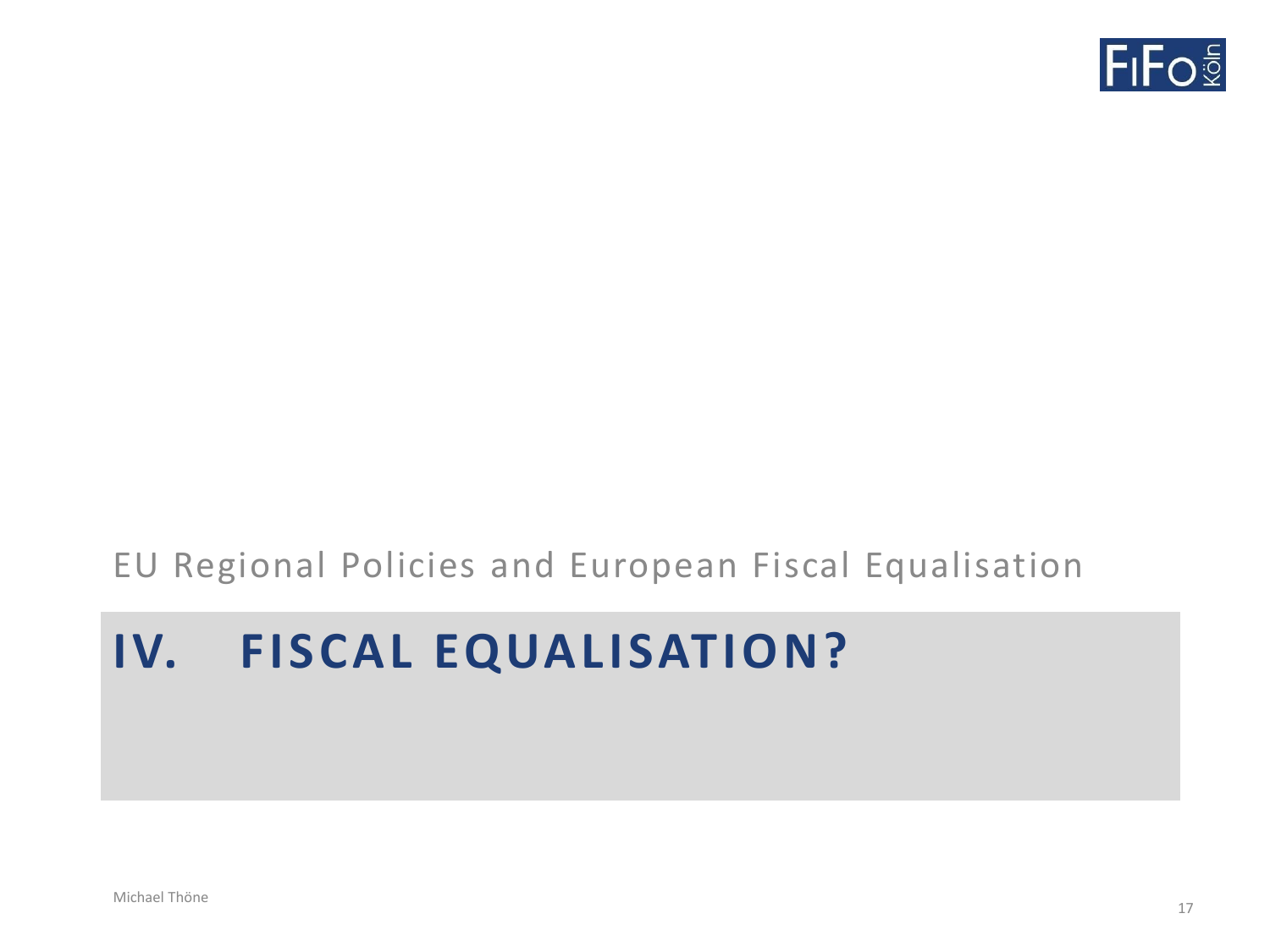EU Regional Policies and European Fiscal Equalisation

# IV. FISCAL EQUALISATION?

Michael Thöne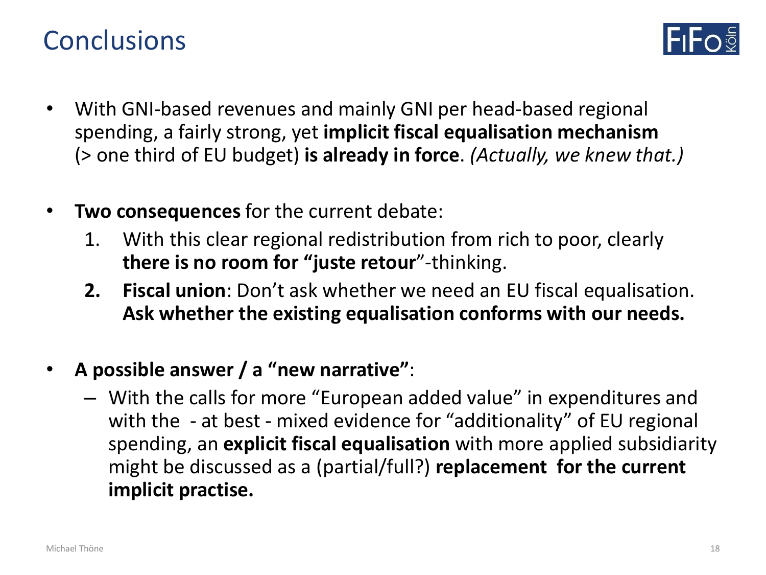# Conclusions

- With GNI-based revenues and mainly GNI per head-based regional spending, a fairly strong, yet **implicit fiscal equalisation mechanism** (> one third of EU budget) **is already in force**. *(Actually, we knew that.)*

- **Two consequences** for the current debate:
  1. With this clear regional redistribution from rich to poor, clearly **there is no room for "juste retour**"-thinking.
  2. **Fiscal union**: Don't ask whether we need an EU fiscal equalisation. **Ask whether the existing equalisation conforms with our needs.**

- **A possible answer / a "new narrative"**:
  – With the calls for more "European added value" in expenditures and with the - at best - mixed evidence for "additionality" of EU regional spending, an **explicit fiscal equalisation** with more applied subsidiarity might be discussed as a (partial/full?) **replacement for the current implicit practise.**

Michael Thöne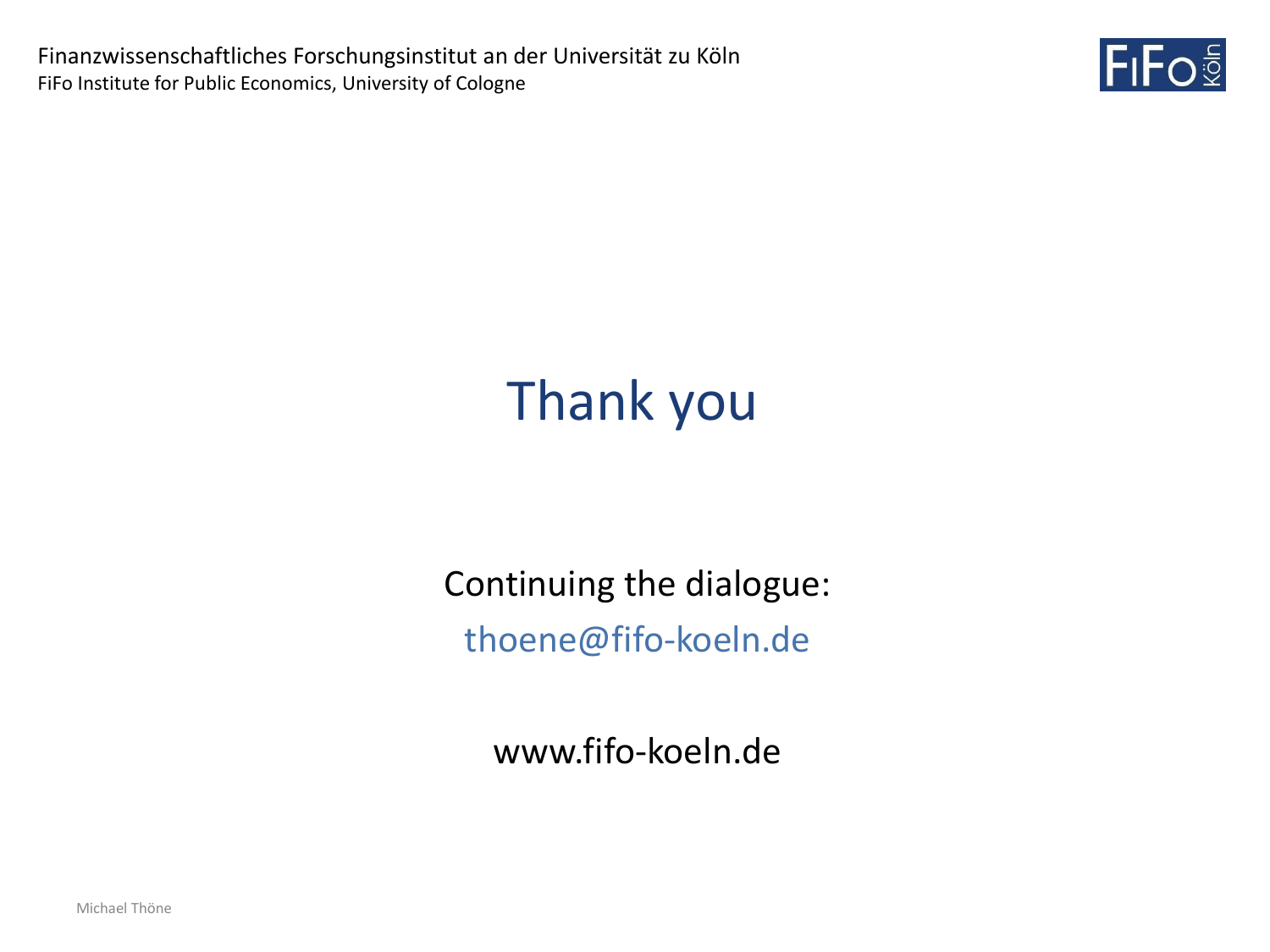# Thank you

Continuing the dialogue:

thoene@fifo-koeln.de

www.fifo-koeln.de